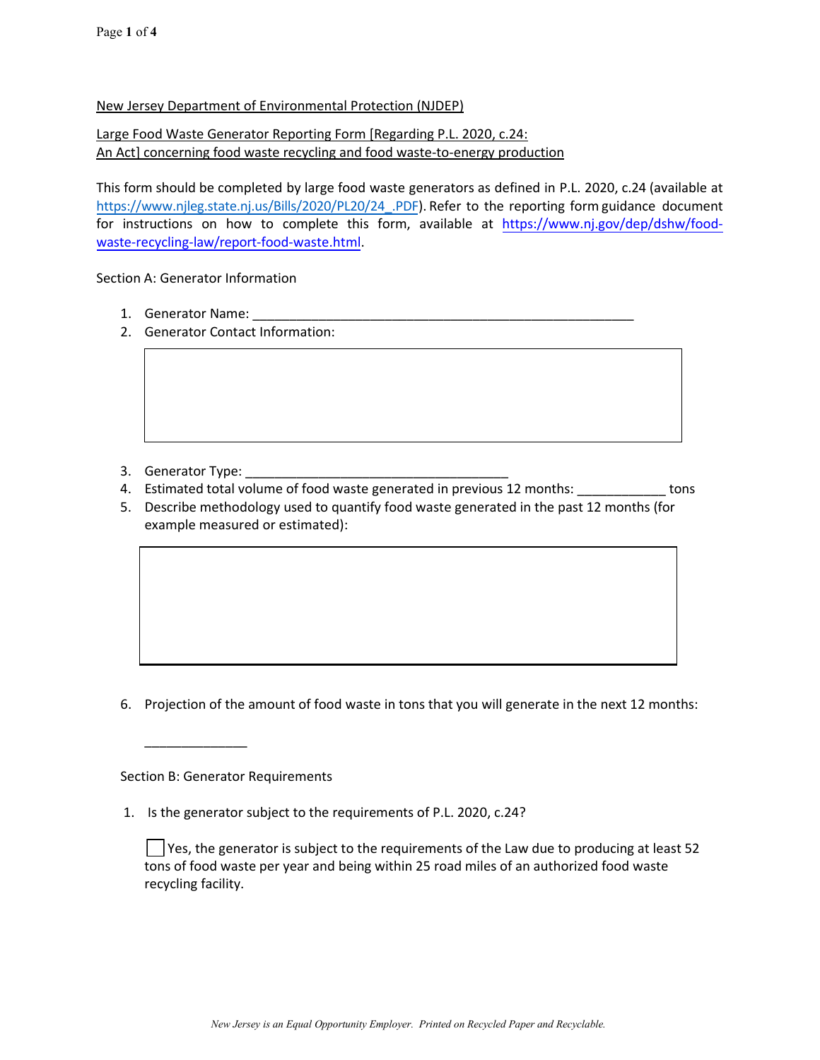New Jersey Department of Environmental Protection (NJDEP)

Large Food Waste Generator Reporting Form [Regarding P.L. 2020, c.24: An Act] concerning food waste recycling and food waste-to-energy production

This form should be completed by large food waste generators as defined in P.L. 2020, c.24 (available at https://www.njleg.state.nj.us/Bills/2020/PL20/24_.PDF). Refer to the reporting form guidance document for instructions on how to complete this form, available at https://www.nj.gov/dep/dshw/food-waste-recycling-law/report-food-waste.html.

Section A: Generator Information

1. Generator Name: ______________________________________________________
2. Generator Contact Information:

|   |
|---|
|   |

3. Generator Type: _____________________________________
4. Estimated total volume of food waste generated in previous 12 months: ____________ tons
5. Describe methodology used to quantify food waste generated in the past 12 months (for example measured or estimated):

|   |
|---|
|   |

6. Projection of the amount of food waste in tons that you will generate in the next 12 months:

   ______________

Section B: Generator Requirements

1. Is the generator subject to the requirements of P.L. 2020, c.24?

   ☐ Yes, the generator is subject to the requirements of the Law due to producing at least 52 tons of food waste per year and being within 25 road miles of an authorized food waste recycling facility.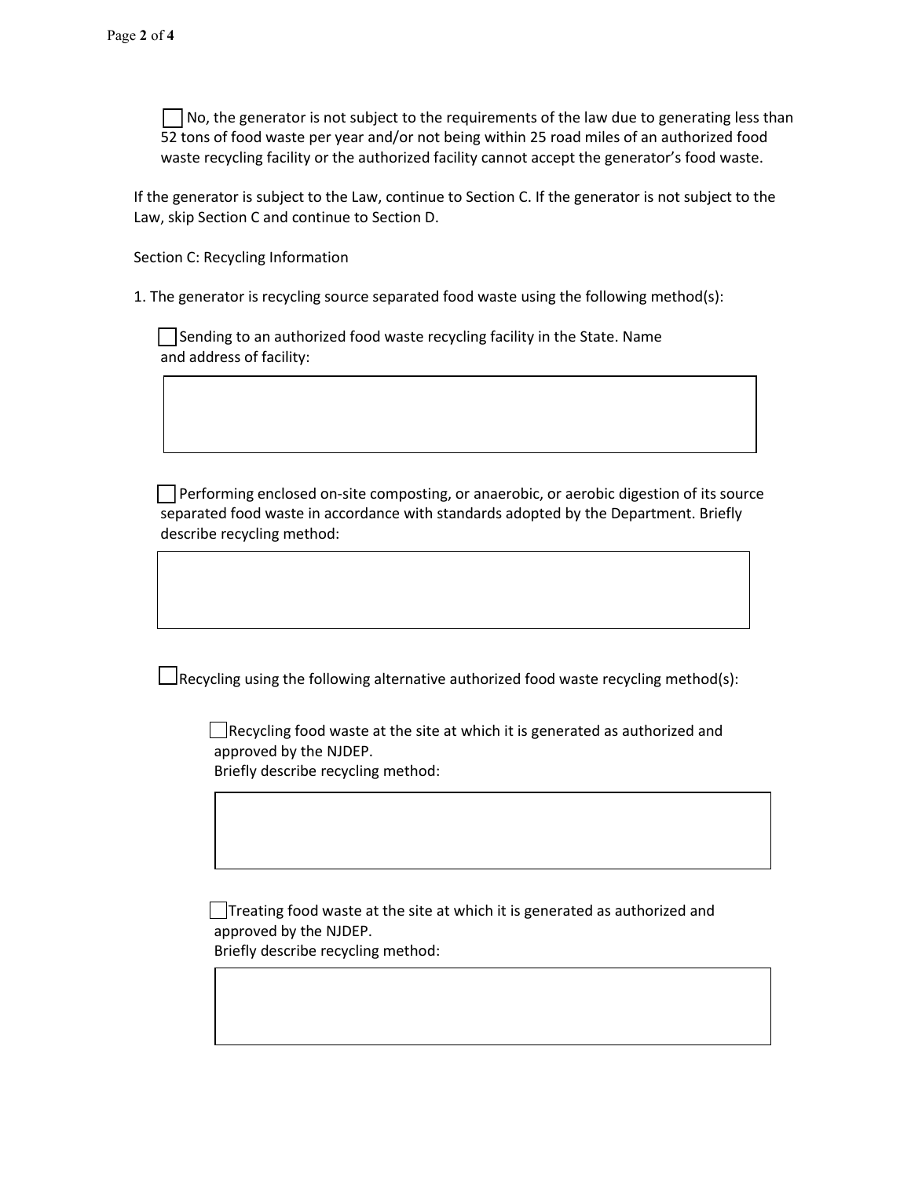☐ No, the generator is not subject to the requirements of the law due to generating less than 52 tons of food waste per year and/or not being within 25 road miles of an authorized food waste recycling facility or the authorized facility cannot accept the generator's food waste.

If the generator is subject to the Law, continue to Section C. If the generator is not subject to the Law, skip Section C and continue to Section D.

Section C: Recycling Information

1. The generator is recycling source separated food waste using the following method(s):

☐ Sending to an authorized food waste recycling facility in the State. Name and address of facility:

| |
|---|
| |

☐ Performing enclosed on-site composting, or anaerobic, or aerobic digestion of its source separated food waste in accordance with standards adopted by the Department. Briefly describe recycling method:

| |
|---|
| |

☐ Recycling using the following alternative authorized food waste recycling method(s):

- ☐ Recycling food waste at the site at which it is generated as authorized and approved by the NJDEP.
  Briefly describe recycling method:

| |
|---|
| |

- ☐ Treating food waste at the site at which it is generated as authorized and approved by the NJDEP.
  Briefly describe recycling method:

| |
|---|
| |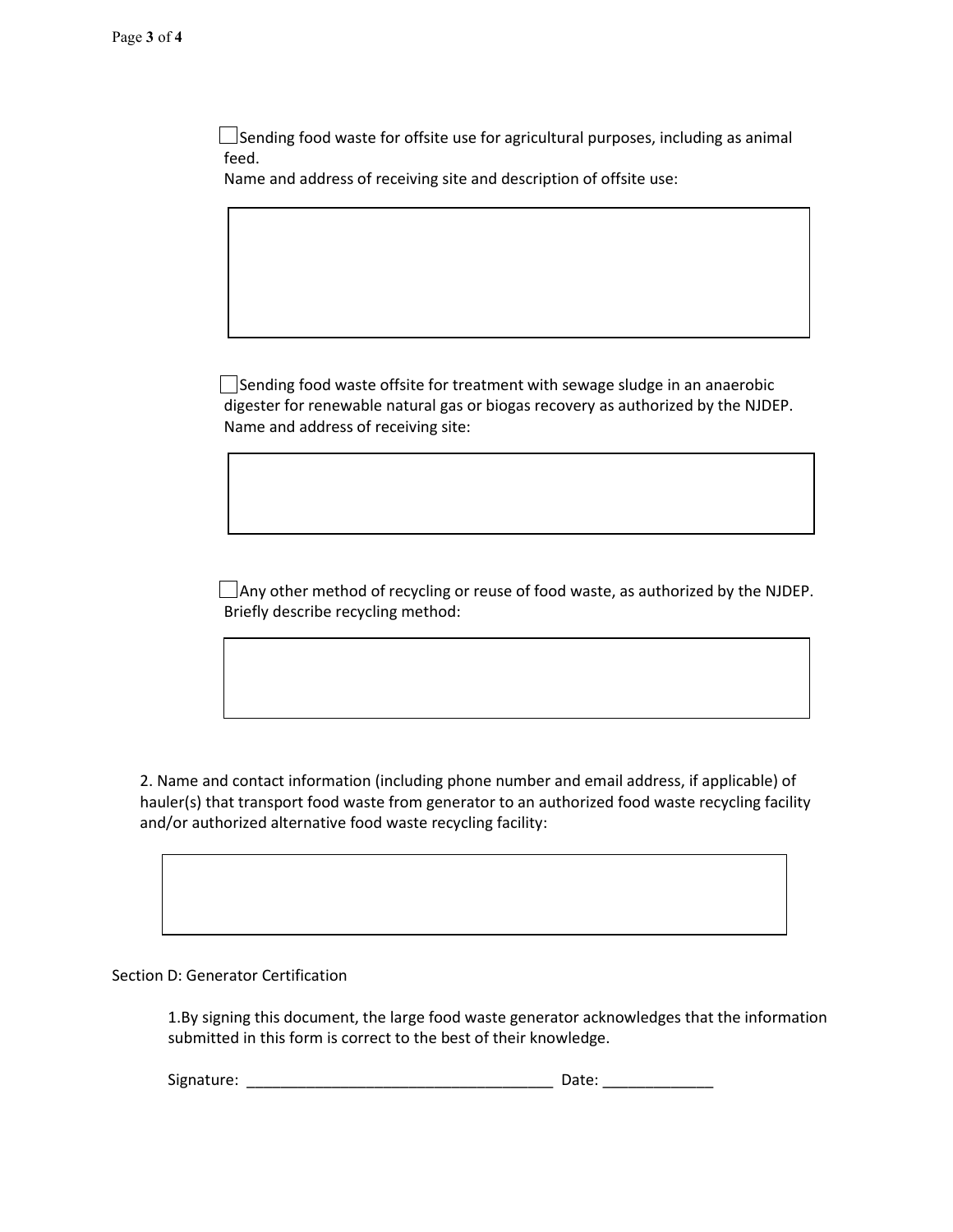- [ ] Sending food waste for offsite use for agricultural purposes, including as animal feed.

  Name and address of receiving site and description of offsite use:

- [ ] Sending food waste offsite for treatment with sewage sludge in an anaerobic digester for renewable natural gas or biogas recovery as authorized by the NJDEP.

  Name and address of receiving site:

- [ ] Any other method of recycling or reuse of food waste, as authorized by the NJDEP.

  Briefly describe recycling method:

2. Name and contact information (including phone number and email address, if applicable) of hauler(s) that transport food waste from generator to an authorized food waste recycling facility and/or authorized alternative food waste recycling facility:

Section D: Generator Certification

1. By signing this document, the large food waste generator acknowledges that the information submitted in this form is correct to the best of their knowledge.

Signature: ____________________________________ Date: _____________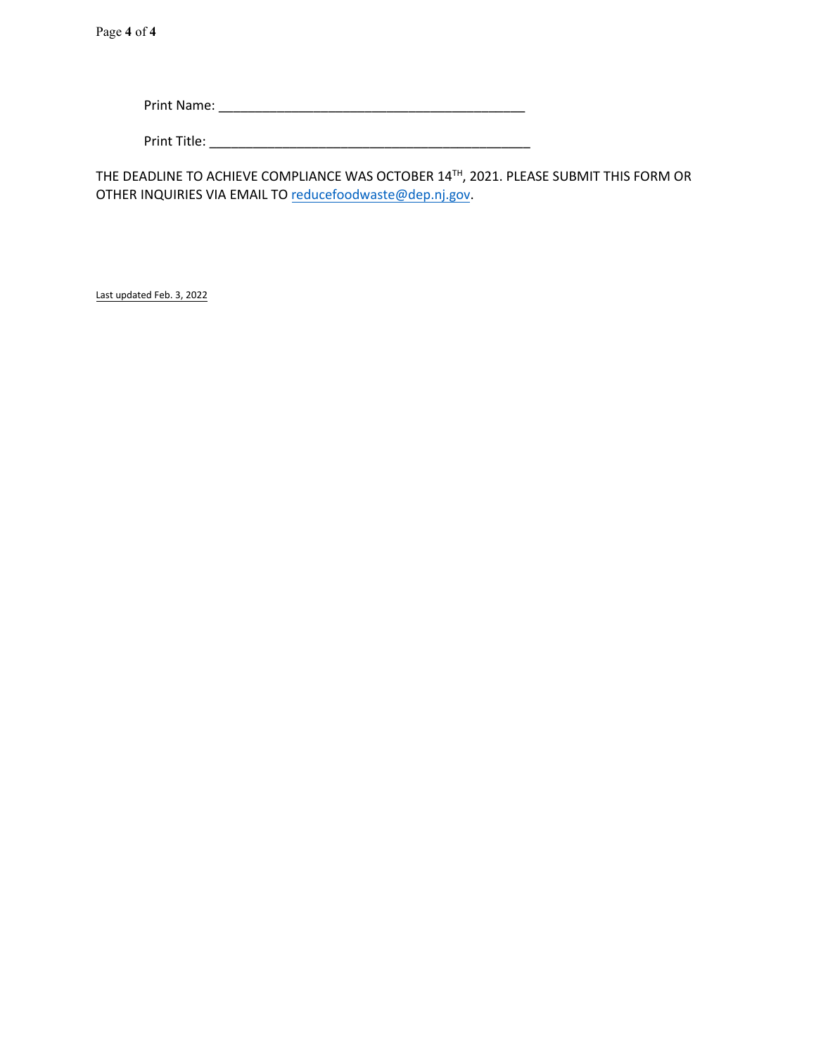Print Name: ___________________________________________

Print Title: _____________________________________________

THE DEADLINE TO ACHIEVE COMPLIANCE WAS OCTOBER 14TH, 2021. PLEASE SUBMIT THIS FORM OR OTHER INQUIRIES VIA EMAIL TO reducefoodwaste@dep.nj.gov.

Last updated Feb. 3, 2022